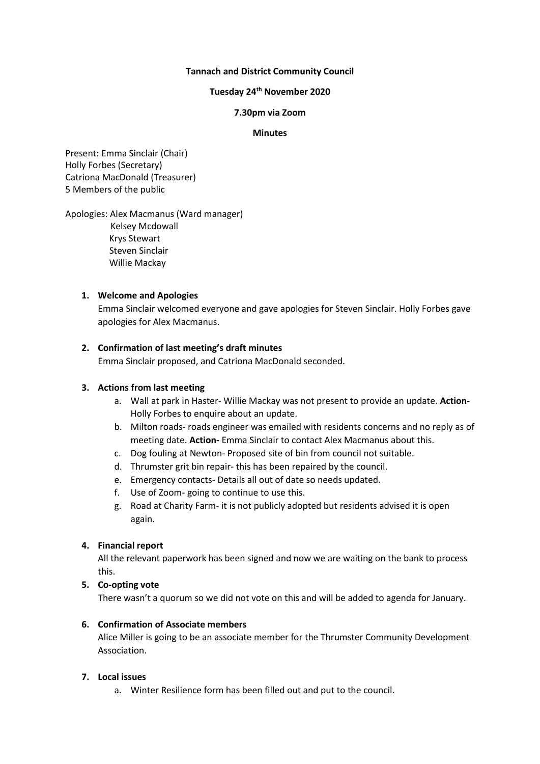**Tannach and District Community Council**

**Tuesday 24th November 2020**

**7.30pm via Zoom**

**Minutes**

Present: Emma Sinclair (Chair)
Holly Forbes (Secretary)
Catriona MacDonald (Treasurer)
5 Members of the public

Apologies: Alex Macmanus (Ward manager)
Kelsey Mcdowall
Krys Stewart
Steven Sinclair
Willie Mackay

1. **Welcome and Apologies**
   Emma Sinclair welcomed everyone and gave apologies for Steven Sinclair. Holly Forbes gave apologies for Alex Macmanus.

2. **Confirmation of last meeting's draft minutes**
   Emma Sinclair proposed, and Catriona MacDonald seconded.

3. **Actions from last meeting**
   a. Wall at park in Haster- Willie Mackay was not present to provide an update. **Action-** Holly Forbes to enquire about an update.
   b. Milton roads- roads engineer was emailed with residents concerns and no reply as of meeting date. **Action-** Emma Sinclair to contact Alex Macmanus about this.
   c. Dog fouling at Newton- Proposed site of bin from council not suitable.
   d. Thrumster grit bin repair- this has been repaired by the council.
   e. Emergency contacts- Details all out of date so needs updated.
   f. Use of Zoom- going to continue to use this.
   g. Road at Charity Farm- it is not publicly adopted but residents advised it is open again.

4. **Financial report**
   All the relevant paperwork has been signed and now we are waiting on the bank to process this.

5. **Co-opting vote**
   There wasn't a quorum so we did not vote on this and will be added to agenda for January.

6. **Confirmation of Associate members**
   Alice Miller is going to be an associate member for the Thrumster Community Development Association.

7. **Local issues**
   a. Winter Resilience form has been filled out and put to the council.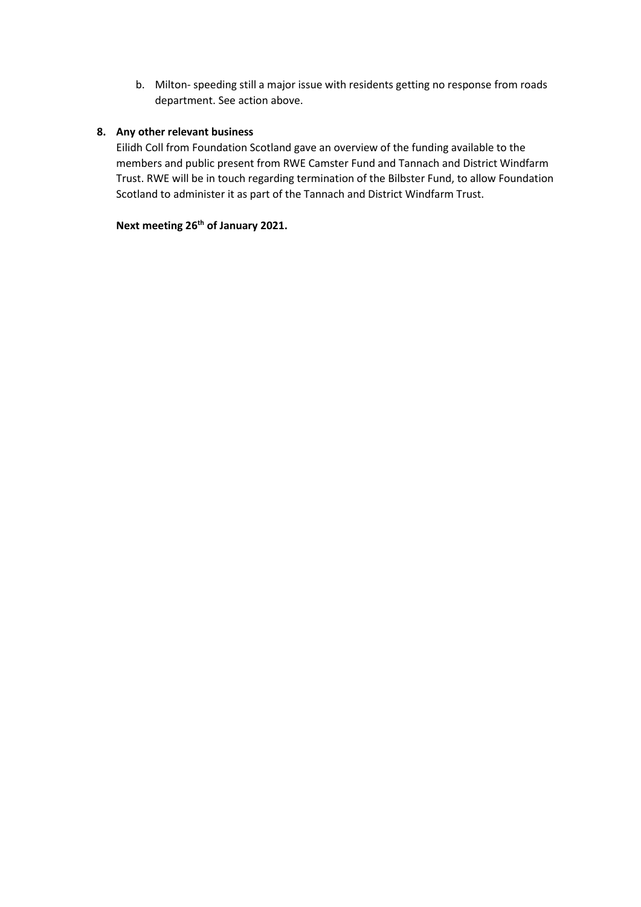b. Milton- speeding still a major issue with residents getting no response from roads department. See action above.

**8. Any other relevant business**

Eilidh Coll from Foundation Scotland gave an overview of the funding available to the members and public present from RWE Camster Fund and Tannach and District Windfarm Trust. RWE will be in touch regarding termination of the Bilbster Fund, to allow Foundation Scotland to administer it as part of the Tannach and District Windfarm Trust.

**Next meeting 26th of January 2021.**